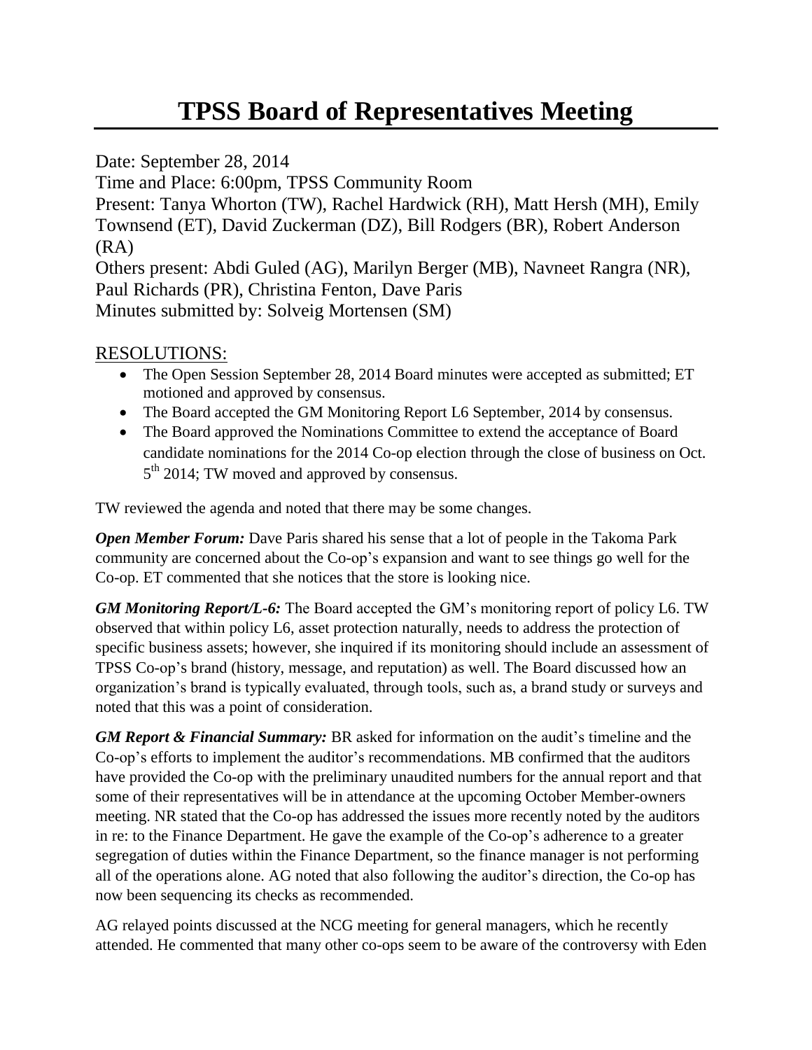# TPSS Board of Representatives Meeting

Date: September 28, 2014
Time and Place: 6:00pm, TPSS Community Room
Present: Tanya Whorton (TW), Rachel Hardwick (RH), Matt Hersh (MH), Emily Townsend (ET), David Zuckerman (DZ), Bill Rodgers (BR), Robert Anderson (RA)
Others present: Abdi Guled (AG), Marilyn Berger (MB), Navneet Rangra (NR), Paul Richards (PR), Christina Fenton, Dave Paris
Minutes submitted by: Solveig Mortensen (SM)

## RESOLUTIONS:

- The Open Session September 28, 2014 Board minutes were accepted as submitted; ET motioned and approved by consensus.
- The Board accepted the GM Monitoring Report L6 September, 2014 by consensus.
- The Board approved the Nominations Committee to extend the acceptance of Board candidate nominations for the 2014 Co-op election through the close of business on Oct. 5th 2014; TW moved and approved by consensus.

TW reviewed the agenda and noted that there may be some changes.

***Open Member Forum:*** Dave Paris shared his sense that a lot of people in the Takoma Park community are concerned about the Co-op's expansion and want to see things go well for the Co-op. ET commented that she notices that the store is looking nice.

***GM Monitoring Report/L-6:*** The Board accepted the GM's monitoring report of policy L6. TW observed that within policy L6, asset protection naturally, needs to address the protection of specific business assets; however, she inquired if its monitoring should include an assessment of TPSS Co-op's brand (history, message, and reputation) as well. The Board discussed how an organization's brand is typically evaluated, through tools, such as, a brand study or surveys and noted that this was a point of consideration.

***GM Report & Financial Summary:*** BR asked for information on the audit's timeline and the Co-op's efforts to implement the auditor's recommendations. MB confirmed that the auditors have provided the Co-op with the preliminary unaudited numbers for the annual report and that some of their representatives will be in attendance at the upcoming October Member-owners meeting. NR stated that the Co-op has addressed the issues more recently noted by the auditors in re: to the Finance Department. He gave the example of the Co-op's adherence to a greater segregation of duties within the Finance Department, so the finance manager is not performing all of the operations alone. AG noted that also following the auditor's direction, the Co-op has now been sequencing its checks as recommended.

AG relayed points discussed at the NCG meeting for general managers, which he recently attended. He commented that many other co-ops seem to be aware of the controversy with Eden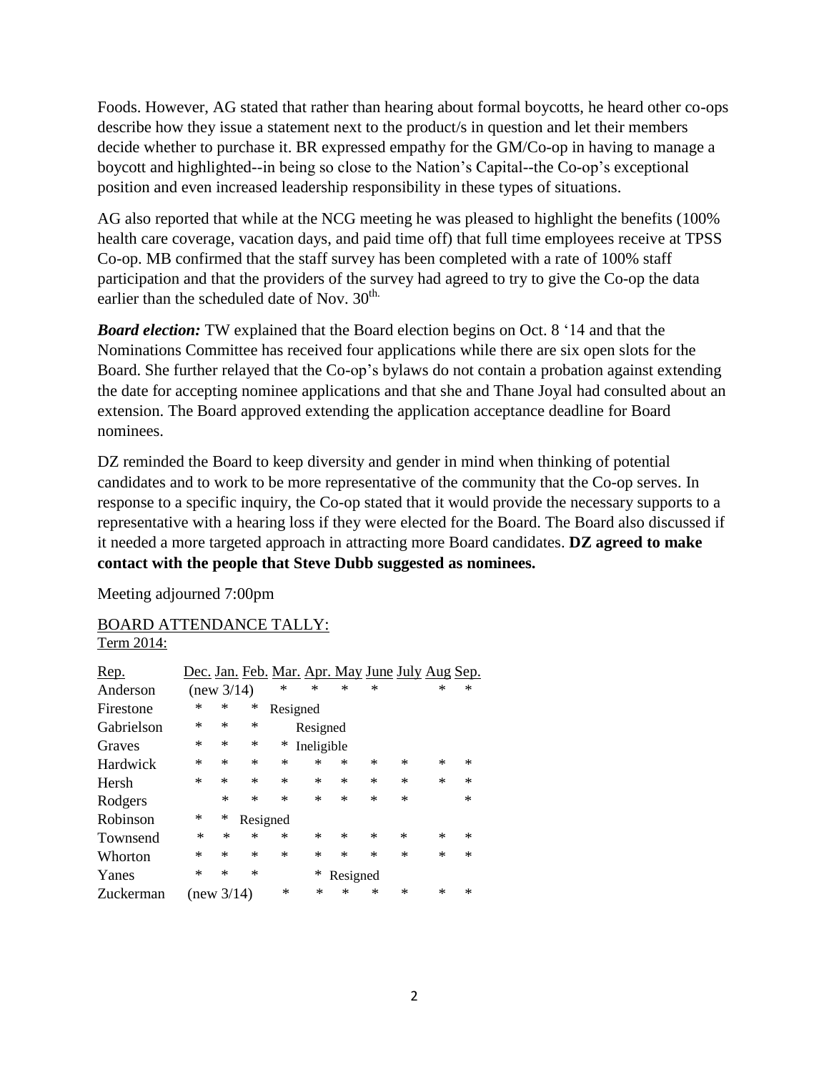Foods. However, AG stated that rather than hearing about formal boycotts, he heard other co-ops describe how they issue a statement next to the product/s in question and let their members decide whether to purchase it. BR expressed empathy for the GM/Co-op in having to manage a boycott and highlighted--in being so close to the Nation's Capital--the Co-op's exceptional position and even increased leadership responsibility in these types of situations.

AG also reported that while at the NCG meeting he was pleased to highlight the benefits (100% health care coverage, vacation days, and paid time off) that full time employees receive at TPSS Co-op. MB confirmed that the staff survey has been completed with a rate of 100% staff participation and that the providers of the survey had agreed to try to give the Co-op the data earlier than the scheduled date of Nov. $30^{th.}$

***Board election:*** TW explained that the Board election begins on Oct. 8 '14 and that the Nominations Committee has received four applications while there are six open slots for the Board. She further relayed that the Co-op's bylaws do not contain a probation against extending the date for accepting nominee applications and that she and Thane Joyal had consulted about an extension. The Board approved extending the application acceptance deadline for Board nominees.

DZ reminded the Board to keep diversity and gender in mind when thinking of potential candidates and to work to be more representative of the community that the Co-op serves. In response to a specific inquiry, the Co-op stated that it would provide the necessary supports to a representative with a hearing loss if they were elected for the Board. The Board also discussed if it needed a more targeted approach in attracting more Board candidates. **DZ agreed to make contact with the people that Steve Dubb suggested as nominees.**

Meeting adjourned 7:00pm

BOARD ATTENDANCE TALLY:

Term 2014:

| Rep. | Dec. | Jan. | Feb. | Mar. | Apr. | May | June | July | Aug | Sep. |
|---|---|---|---|---|---|---|---|---|---|---|
| Anderson | (new 3/14) | | | * | * | * | * | | * | * |
| Firestone | * | * | * | Resigned | | | | | | |
| Gabrielson | * | * | * | | Resigned | | | | | |
| Graves | * | * | * | * | Ineligible | | | | | |
| Hardwick | * | * | * | * | * | * | * | * | * | * |
| Hersh | * | * | * | * | * | * | * | * | * | * |
| Rodgers | | * | * | * | * | * | * | * | | * |
| Robinson | * | * | Resigned | | | | | | | |
| Townsend | * | * | * | * | * | * | * | * | * | * |
| Whorton | * | * | * | * | * | * | * | * | * | * |
| Yanes | * | * | * | | * | Resigned | | | | |
| Zuckerman | (new 3/14) | | | * | * | * | * | * | * | * |